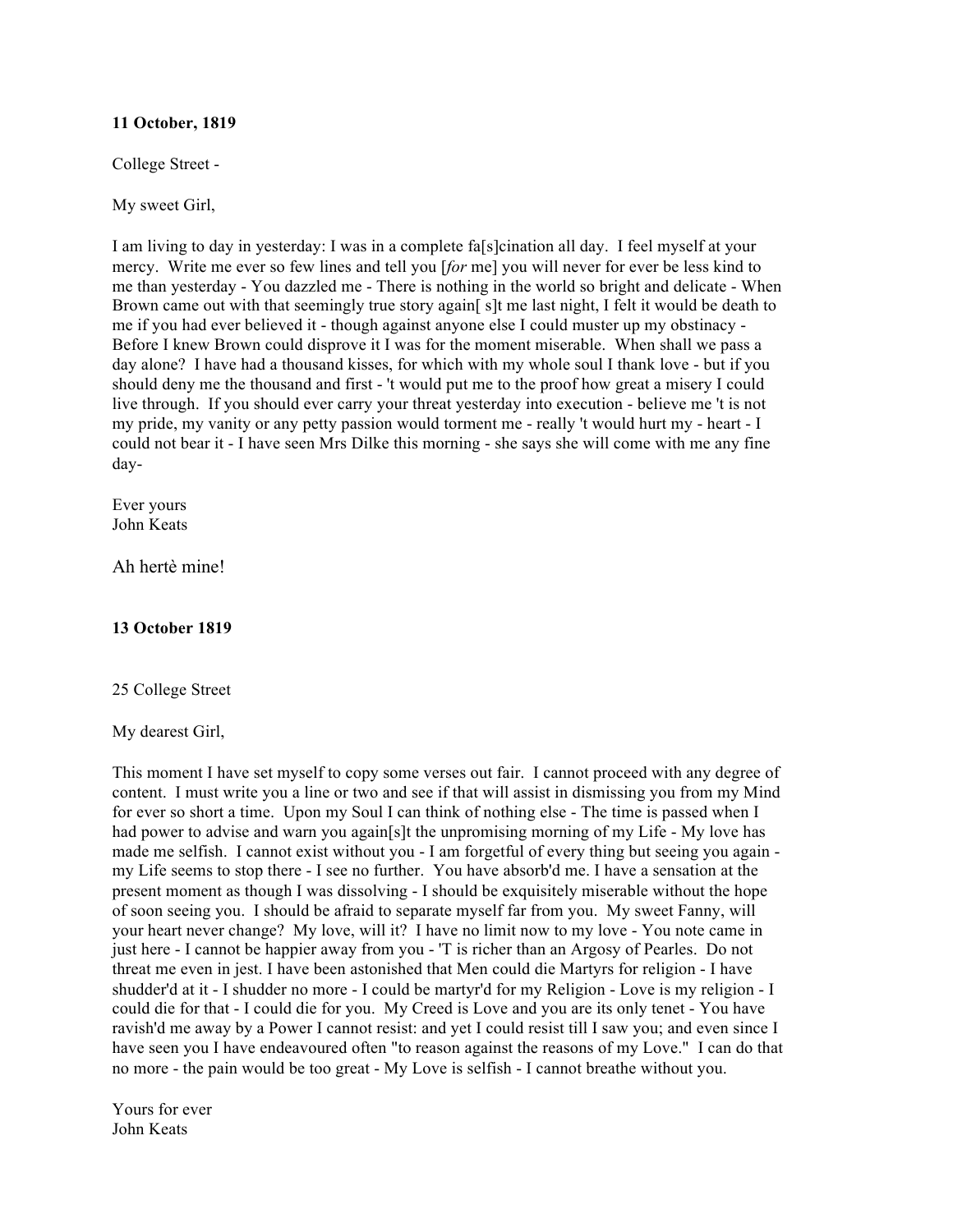**11 October, 1819**

College Street -

My sweet Girl,

I am living to day in yesterday: I was in a complete fa[s]cination all day. I feel myself at your mercy. Write me ever so few lines and tell you [*for* me] you will never for ever be less kind to me than yesterday - You dazzled me - There is nothing in the world so bright and delicate - When Brown came out with that seemingly true story again[ s]t me last night, I felt it would be death to me if you had ever believed it - though against anyone else I could muster up my obstinacy - Before I knew Brown could disprove it I was for the moment miserable. When shall we pass a day alone? I have had a thousand kisses, for which with my whole soul I thank love - but if you should deny me the thousand and first - 't would put me to the proof how great a misery I could live through. If you should ever carry your threat yesterday into execution - believe me 't is not my pride, my vanity or any petty passion would torment me - really 't would hurt my - heart - I could not bear it - I have seen Mrs Dilke this morning - she says she will come with me any fine day-

Ever yours
John Keats

Ah hertè mine!

**13 October 1819**

25 College Street

My dearest Girl,

This moment I have set myself to copy some verses out fair. I cannot proceed with any degree of content. I must write you a line or two and see if that will assist in dismissing you from my Mind for ever so short a time. Upon my Soul I can think of nothing else - The time is passed when I had power to advise and warn you again[s]t the unpromising morning of my Life - My love has made me selfish. I cannot exist without you - I am forgetful of every thing but seeing you again - my Life seems to stop there - I see no further. You have absorb'd me. I have a sensation at the present moment as though I was dissolving - I should be exquisitely miserable without the hope of soon seeing you. I should be afraid to separate myself far from you. My sweet Fanny, will your heart never change? My love, will it? I have no limit now to my love - You note came in just here - I cannot be happier away from you - 'T is richer than an Argosy of Pearles. Do not threat me even in jest. I have been astonished that Men could die Martyrs for religion - I have shudder'd at it - I shudder no more - I could be martyr'd for my Religion - Love is my religion - I could die for that - I could die for you. My Creed is Love and you are its only tenet - You have ravish'd me away by a Power I cannot resist: and yet I could resist till I saw you; and even since I have seen you I have endeavoured often "to reason against the reasons of my Love." I can do that no more - the pain would be too great - My Love is selfish - I cannot breathe without you.

Yours for ever
John Keats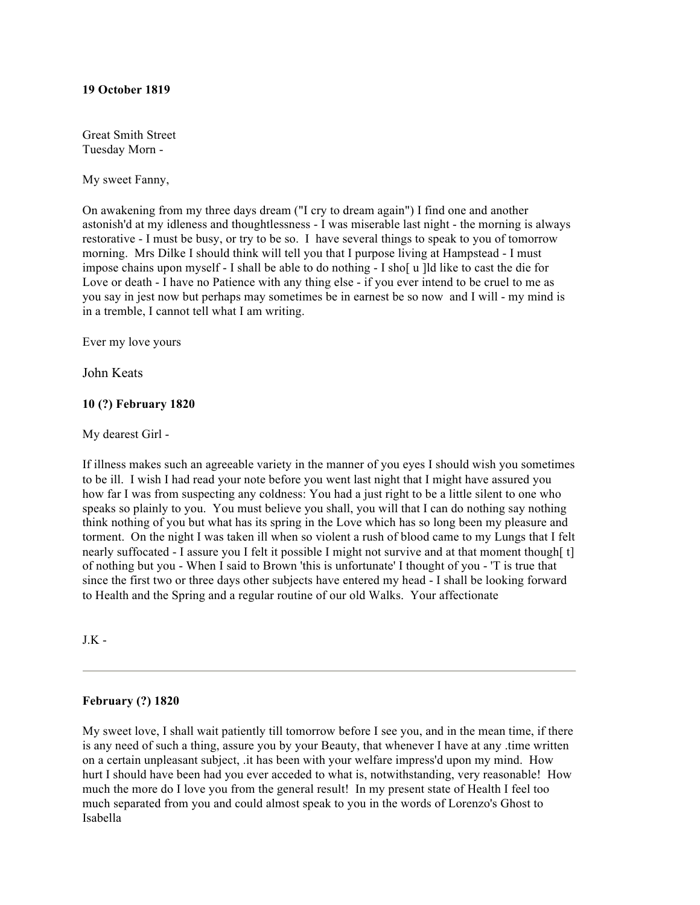**19 October 1819**

Great Smith Street
Tuesday Morn -

My sweet Fanny,

On awakening from my three days dream ("I cry to dream again") I find one and another astonish'd at my idleness and thoughtlessness - I was miserable last night - the morning is always restorative - I must be busy, or try to be so. I have several things to speak to you of tomorrow morning. Mrs Dilke I should think will tell you that I purpose living at Hampstead - I must impose chains upon myself - I shall be able to do nothing - I sho[ u ]ld like to cast the die for Love or death - I have no Patience with any thing else - if you ever intend to be cruel to me as you say in jest now but perhaps may sometimes be in earnest be so now and I will - my mind is in a tremble, I cannot tell what I am writing.

Ever my love yours

John Keats

**10 (?) February 1820**

My dearest Girl -

If illness makes such an agreeable variety in the manner of you eyes I should wish you sometimes to be ill. I wish I had read your note before you went last night that I might have assured you how far I was from suspecting any coldness: You had a just right to be a little silent to one who speaks so plainly to you. You must believe you shall, you will that I can do nothing say nothing think nothing of you but what has its spring in the Love which has so long been my pleasure and torment. On the night I was taken ill when so violent a rush of blood came to my Lungs that I felt nearly suffocated - I assure you I felt it possible I might not survive and at that moment though[ t] of nothing but you - When I said to Brown 'this is unfortunate' I thought of you - 'T is true that since the first two or three days other subjects have entered my head - I shall be looking forward to Health and the Spring and a regular routine of our old Walks. Your affectionate

J.K -

---

**February (?) 1820**

My sweet love, I shall wait patiently till tomorrow before I see you, and in the mean time, if there is any need of such a thing, assure you by your Beauty, that whenever I have at any .time written on a certain unpleasant subject, .it has been with your welfare impress'd upon my mind. How hurt I should have been had you ever acceded to what is, notwithstanding, very reasonable! How much the more do I love you from the general result! In my present state of Health I feel too much separated from you and could almost speak to you in the words of Lorenzo's Ghost to Isabella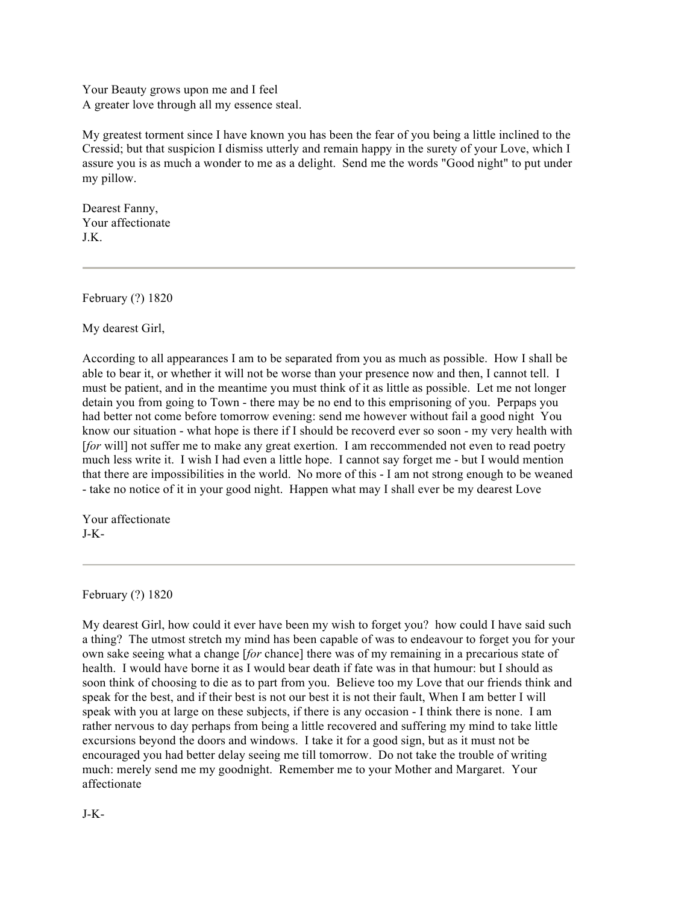Your Beauty grows upon me and I feel  
A greater love through all my essence steal.

My greatest torment since I have known you has been the fear of you being a little inclined to the Cressid; but that suspicion I dismiss utterly and remain happy in the surety of your Love, which I assure you is as much a wonder to me as a delight. Send me the words "Good night" to put under my pillow.

Dearest Fanny,  
Your affectionate  
J.K.

---

February (?) 1820

My dearest Girl,

According to all appearances I am to be separated from you as much as possible. How I shall be able to bear it, or whether it will not be worse than your presence now and then, I cannot tell. I must be patient, and in the meantime you must think of it as little as possible. Let me not longer detain you from going to Town - there may be no end to this emprisoning of you. Perpaps you had better not come before tomorrow evening: send me however without fail a good night You know our situation - what hope is there if I should be recoverd ever so soon - my very health with [*for* will] not suffer me to make any great exertion. I am reccommended not even to read poetry much less write it. I wish I had even a little hope. I cannot say forget me - but I would mention that there are impossibilities in the world. No more of this - I am not strong enough to be weaned - take no notice of it in your good night. Happen what may I shall ever be my dearest Love

Your affectionate  
J-K-

---

February (?) 1820

My dearest Girl, how could it ever have been my wish to forget you? how could I have said such a thing? The utmost stretch my mind has been capable of was to endeavour to forget you for your own sake seeing what a change [*for* chance] there was of my remaining in a precarious state of health. I would have borne it as I would bear death if fate was in that humour: but I should as soon think of choosing to die as to part from you. Believe too my Love that our friends think and speak for the best, and if their best is not our best it is not their fault, When I am better I will speak with you at large on these subjects, if there is any occasion - I think there is none. I am rather nervous to day perhaps from being a little recovered and suffering my mind to take little excursions beyond the doors and windows. I take it for a good sign, but as it must not be encouraged you had better delay seeing me till tomorrow. Do not take the trouble of writing much: merely send me my goodnight. Remember me to your Mother and Margaret. Your affectionate

J-K-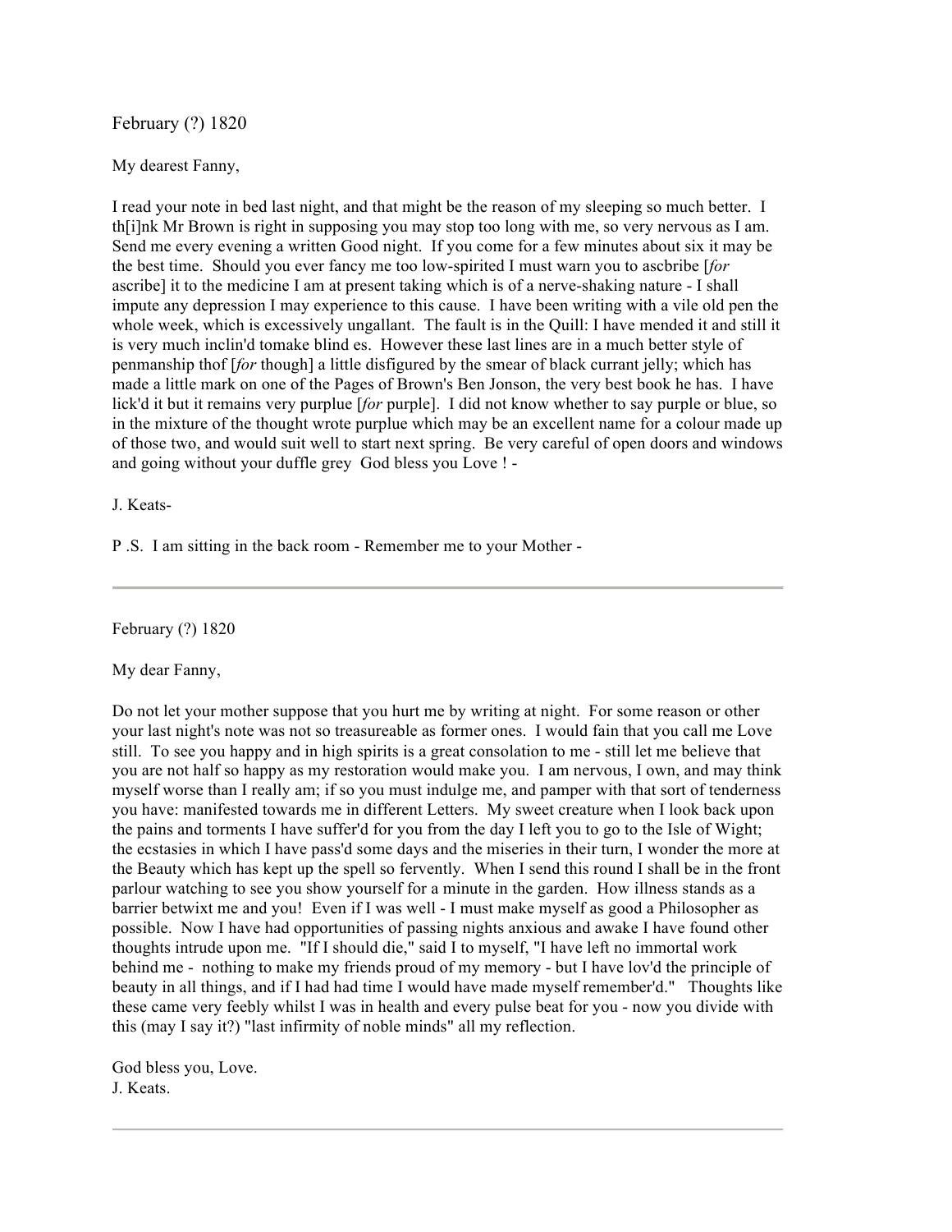February (?) 1820

My dearest Fanny,

I read your note in bed last night, and that might be the reason of my sleeping so much better. I th[i]nk Mr Brown is right in supposing you may stop too long with me, so very nervous as I am. Send me every evening a written Good night. If you come for a few minutes about six it may be the best time. Should you ever fancy me too low-spirited I must warn you to ascbribe [*for* ascribe] it to the medicine I am at present taking which is of a nerve-shaking nature - I shall impute any depression I may experience to this cause. I have been writing with a vile old pen the whole week, which is excessively ungallant. The fault is in the Quill: I have mended it and still it is very much inclin'd tomake blind es. However these last lines are in a much better style of penmanship thof [*for* though] a little disfigured by the smear of black currant jelly; which has made a little mark on one of the Pages of Brown's Ben Jonson, the very best book he has. I have lick'd it but it remains very purplue [*for* purple]. I did not know whether to say purple or blue, so in the mixture of the thought wrote purplue which may be an excellent name for a colour made up of those two, and would suit well to start next spring. Be very careful of open doors and windows and going without your duffle grey God bless you Love ! -

J. Keats-

P .S. I am sitting in the back room - Remember me to your Mother -

---

February (?) 1820

My dear Fanny,

Do not let your mother suppose that you hurt me by writing at night. For some reason or other your last night's note was not so treasureable as former ones. I would fain that you call me Love still. To see you happy and in high spirits is a great consolation to me - still let me believe that you are not half so happy as my restoration would make you. I am nervous, I own, and may think myself worse than I really am; if so you must indulge me, and pamper with that sort of tenderness you have: manifested towards me in different Letters. My sweet creature when I look back upon the pains and torments I have suffer'd for you from the day I left you to go to the Isle of Wight; the ecstasies in which I have pass'd some days and the miseries in their turn, I wonder the more at the Beauty which has kept up the spell so fervently. When I send this round I shall be in the front parlour watching to see you show yourself for a minute in the garden. How illness stands as a barrier betwixt me and you! Even if I was well - I must make myself as good a Philosopher as possible. Now I have had opportunities of passing nights anxious and awake I have found other thoughts intrude upon me. "If I should die," said I to myself, "I have left no immortal work behind me - nothing to make my friends proud of my memory - but I have lov'd the principle of beauty in all things, and if I had had time I would have made myself remember'd." Thoughts like these came very feebly whilst I was in health and every pulse beat for you - now you divide with this (may I say it?) "last infirmity of noble minds" all my reflection.

God bless you, Love.
J. Keats.

---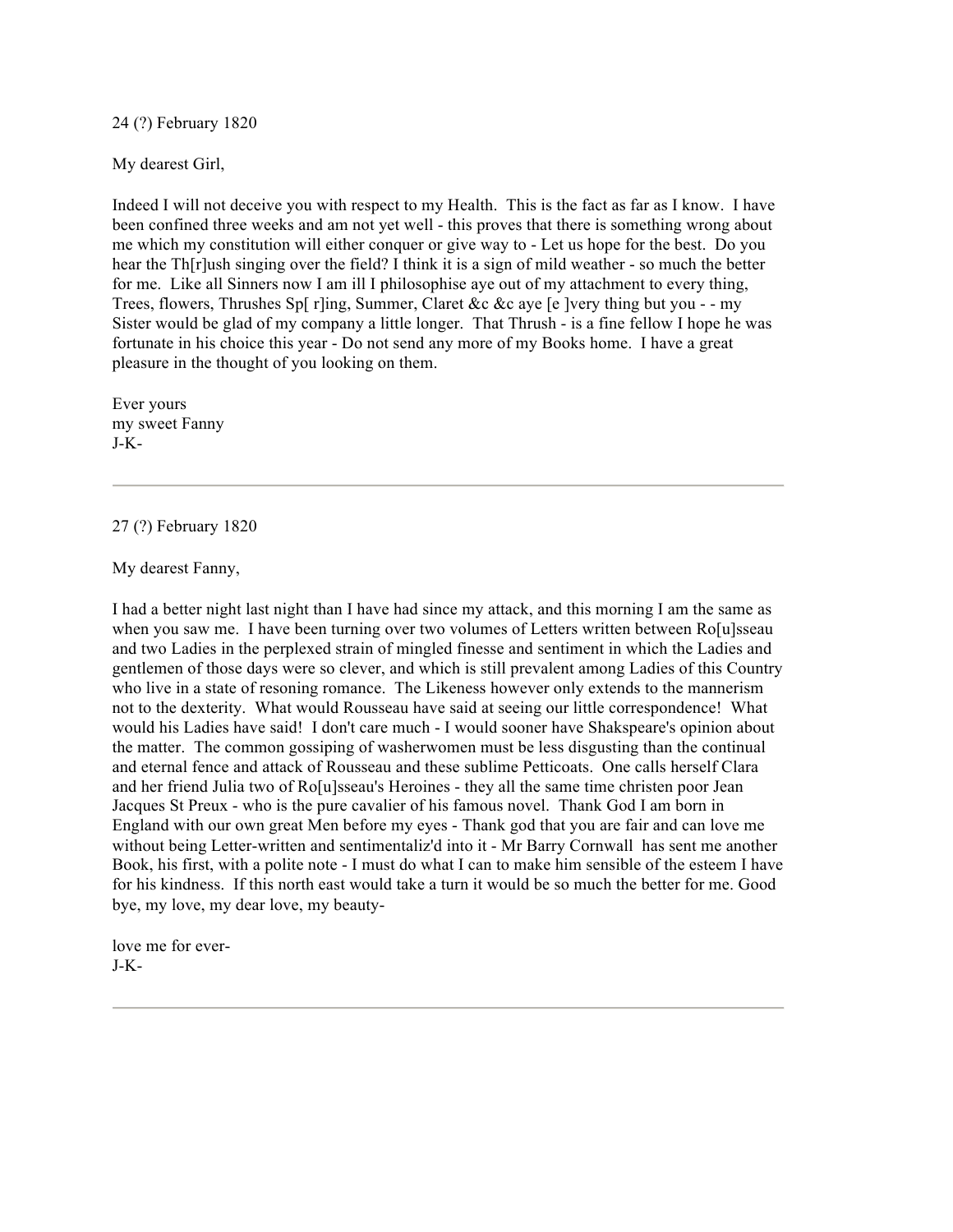24 (?) February 1820

My dearest Girl,

Indeed I will not deceive you with respect to my Health. This is the fact as far as I know. I have been confined three weeks and am not yet well - this proves that there is something wrong about me which my constitution will either conquer or give way to - Let us hope for the best. Do you hear the Th[r]ush singing over the field? I think it is a sign of mild weather - so much the better for me. Like all Sinners now I am ill I philosophise aye out of my attachment to every thing, Trees, flowers, Thrushes Sp[ r]ing, Summer, Claret &c &c aye [e ]very thing but you - - my Sister would be glad of my company a little longer. That Thrush - is a fine fellow I hope he was fortunate in his choice this year - Do not send any more of my Books home. I have a great pleasure in the thought of you looking on them.

Ever yours
my sweet Fanny
J-K-

---

27 (?) February 1820

My dearest Fanny,

I had a better night last night than I have had since my attack, and this morning I am the same as when you saw me. I have been turning over two volumes of Letters written between Ro[u]sseau and two Ladies in the perplexed strain of mingled finesse and sentiment in which the Ladies and gentlemen of those days were so clever, and which is still prevalent among Ladies of this Country who live in a state of resoning romance. The Likeness however only extends to the mannerism not to the dexterity. What would Rousseau have said at seeing our little correspondence! What would his Ladies have said! I don't care much - I would sooner have Shakspeare's opinion about the matter. The common gossiping of washerwomen must be less disgusting than the continual and eternal fence and attack of Rousseau and these sublime Petticoats. One calls herself Clara and her friend Julia two of Ro[u]sseau's Heroines - they all the same time christen poor Jean Jacques St Preux - who is the pure cavalier of his famous novel. Thank God I am born in England with our own great Men before my eyes - Thank god that you are fair and can love me without being Letter-written and sentimentaliz'd into it - Mr Barry Cornwall has sent me another Book, his first, with a polite note - I must do what I can to make him sensible of the esteem I have for his kindness. If this north east would take a turn it would be so much the better for me. Good bye, my love, my dear love, my beauty-

love me for ever-
J-K-

---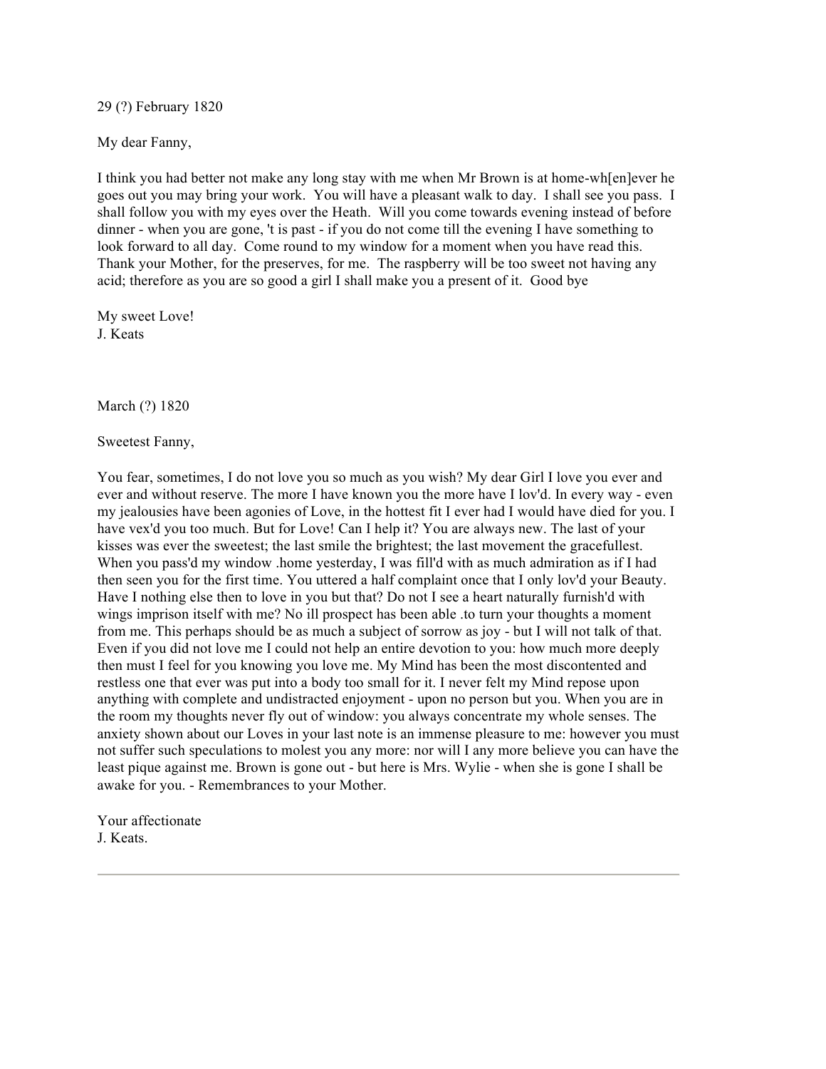29 (?) February 1820

My dear Fanny,

I think you had better not make any long stay with me when Mr Brown is at home-wh[en]ever he goes out you may bring your work.  You will have a pleasant walk to day.  I shall see you pass.  I shall follow you with my eyes over the Heath.  Will you come towards evening instead of before dinner - when you are gone, 't is past - if you do not come till the evening I have something to look forward to all day.  Come round to my window for a moment when you have read this.  Thank your Mother, for the preserves, for me.  The raspberry will be too sweet not having any acid; therefore as you are so good a girl I shall make you a present of it.  Good bye

My sweet Love!
J. Keats

March (?) 1820

Sweetest Fanny,

You fear, sometimes, I do not love you so much as you wish? My dear Girl I love you ever and ever and without reserve. The more I have known you the more have I lov'd. In every way - even my jealousies have been agonies of Love, in the hottest fit I ever had I would have died for you. I have vex'd you too much. But for Love! Can I help it? You are always new. The last of your kisses was ever the sweetest; the last smile the brightest; the last movement the gracefullest. When you pass'd my window .home yesterday, I was fill'd with as much admiration as if I had then seen you for the first time. You uttered a half complaint once that I only lov'd your Beauty. Have I nothing else then to love in you but that? Do not I see a heart naturally furnish'd with wings imprison itself with me? No ill prospect has been able .to turn your thoughts a moment from me. This perhaps should be as much a subject of sorrow as joy - but I will not talk of that. Even if you did not love me I could not help an entire devotion to you: how much more deeply then must I feel for you knowing you love me. My Mind has been the most discontented and restless one that ever was put into a body too small for it. I never felt my Mind repose upon anything with complete and undistracted enjoyment - upon no person but you. When you are in the room my thoughts never fly out of window: you always concentrate my whole senses. The anxiety shown about our Loves in your last note is an immense pleasure to me: however you must not suffer such speculations to molest you any more: nor will I any more believe you can have the least pique against me. Brown is gone out - but here is Mrs. Wylie - when she is gone I shall be awake for you. - Remembrances to your Mother.

Your affectionate
J. Keats.

---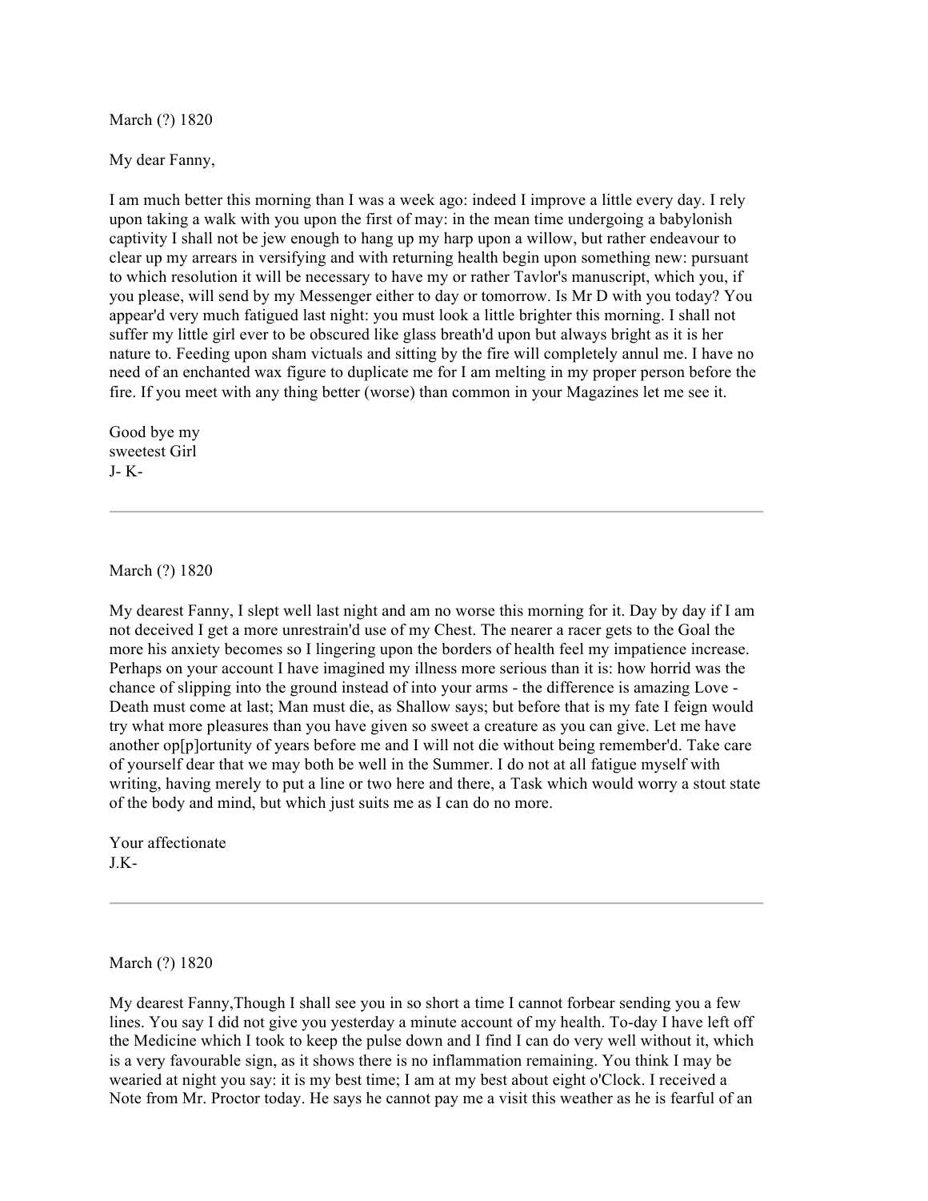March (?) 1820

My dear Fanny,

I am much better this morning than I was a week ago: indeed I improve a little every day. I rely upon taking a walk with you upon the first of may: in the mean time undergoing a babylonish captivity I shall not be jew enough to hang up my harp upon a willow, but rather endeavour to clear up my arrears in versifying and with returning health begin upon something new: pursuant to which resolution it will be necessary to have my or rather Tavlor's manuscript, which you, if you please, will send by my Messenger either to day or tomorrow. Is Mr D with you today? You appear'd very much fatigued last night: you must look a little brighter this morning. I shall not suffer my little girl ever to be obscured like glass breath'd upon but always bright as it is her nature to. Feeding upon sham victuals and sitting by the fire will completely annul me. I have no need of an enchanted wax figure to duplicate me for I am melting in my proper person before the fire. If you meet with any thing better (worse) than common in your Magazines let me see it.

Good bye my
sweetest Girl
J- K-

---

March (?) 1820

My dearest Fanny, I slept well last night and am no worse this morning for it. Day by day if I am not deceived I get a more unrestrain'd use of my Chest. The nearer a racer gets to the Goal the more his anxiety becomes so I lingering upon the borders of health feel my impatience increase. Perhaps on your account I have imagined my illness more serious than it is: how horrid was the chance of slipping into the ground instead of into your arms - the difference is amazing Love - Death must come at last; Man must die, as Shallow says; but before that is my fate I feign would try what more pleasures than you have given so sweet a creature as you can give. Let me have another op[p]ortunity of years before me and I will not die without being remember'd. Take care of yourself dear that we may both be well in the Summer. I do not at all fatigue myself with writing, having merely to put a line or two here and there, a Task which would worry a stout state of the body and mind, but which just suits me as I can do no more.

Your affectionate
J.K-

---

March (?) 1820

My dearest Fanny,Though I shall see you in so short a time I cannot forbear sending you a few lines. You say I did not give you yesterday a minute account of my health. To-day I have left off the Medicine which I took to keep the pulse down and I find I can do very well without it, which is a very favourable sign, as it shows there is no inflammation remaining. You think I may be wearied at night you say: it is my best time; I am at my best about eight o'Clock. I received a Note from Mr. Proctor today. He says he cannot pay me a visit this weather as he is fearful of an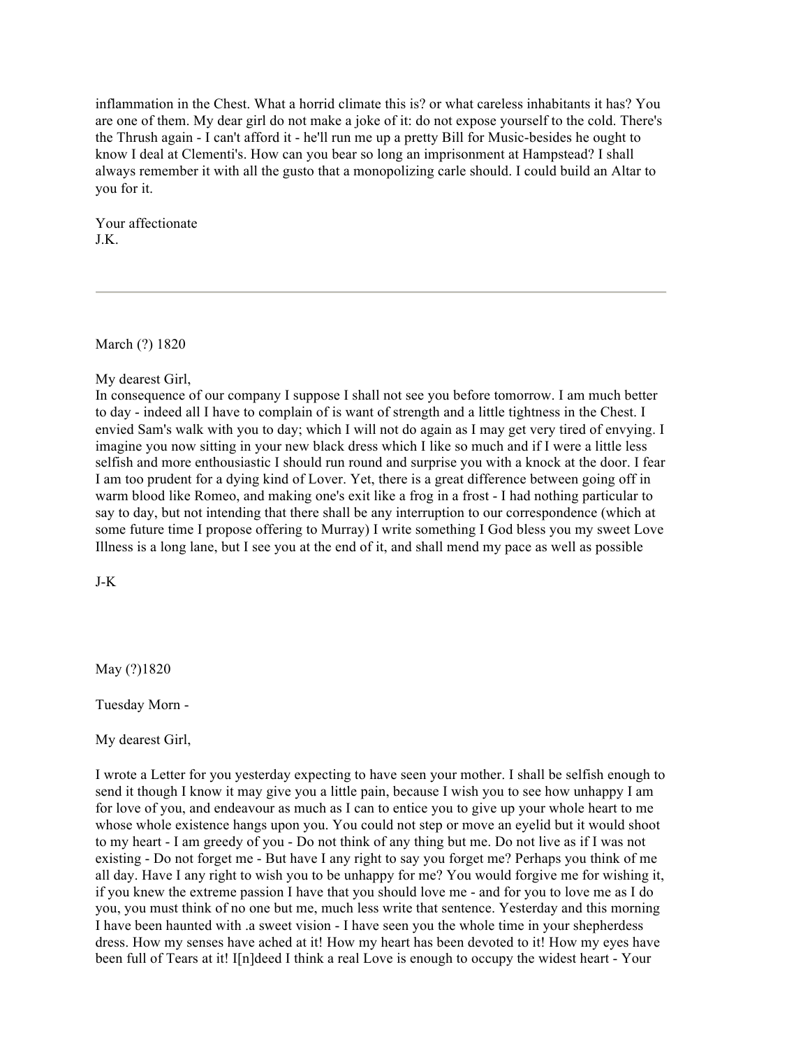inflammation in the Chest. What a horrid climate this is? or what careless inhabitants it has? You are one of them. My dear girl do not make a joke of it: do not expose yourself to the cold. There's the Thrush again - I can't afford it - he'll run me up a pretty Bill for Music-besides he ought to know I deal at Clementi's. How can you bear so long an imprisonment at Hampstead? I shall always remember it with all the gusto that a monopolizing carle should. I could build an Altar to you for it.

Your affectionate
J.K.

---

March (?) 1820

My dearest Girl,
In consequence of our company I suppose I shall not see you before tomorrow. I am much better to day - indeed all I have to complain of is want of strength and a little tightness in the Chest. I envied Sam's walk with you to day; which I will not do again as I may get very tired of envying. I imagine you now sitting in your new black dress which I like so much and if I were a little less selfish and more enthousiastic I should run round and surprise you with a knock at the door. I fear I am too prudent for a dying kind of Lover. Yet, there is a great difference between going off in warm blood like Romeo, and making one's exit like a frog in a frost - I had nothing particular to say to day, but not intending that there shall be any interruption to our correspondence (which at some future time I propose offering to Murray) I write something I God bless you my sweet Love Illness is a long lane, but I see you at the end of it, and shall mend my pace as well as possible

J-K

May (?)1820

Tuesday Morn -

My dearest Girl,

I wrote a Letter for you yesterday expecting to have seen your mother. I shall be selfish enough to send it though I know it may give you a little pain, because I wish you to see how unhappy I am for love of you, and endeavour as much as I can to entice you to give up your whole heart to me whose whole existence hangs upon you. You could not step or move an eyelid but it would shoot to my heart - I am greedy of you - Do not think of any thing but me. Do not live as if I was not existing - Do not forget me - But have I any right to say you forget me? Perhaps you think of me all day. Have I any right to wish you to be unhappy for me? You would forgive me for wishing it, if you knew the extreme passion I have that you should love me - and for you to love me as I do you, you must think of no one but me, much less write that sentence. Yesterday and this morning I have been haunted with .a sweet vision - I have seen you the whole time in your shepherdess dress. How my senses have ached at it! How my heart has been devoted to it! How my eyes have been full of Tears at it! I[n]deed I think a real Love is enough to occupy the widest heart - Your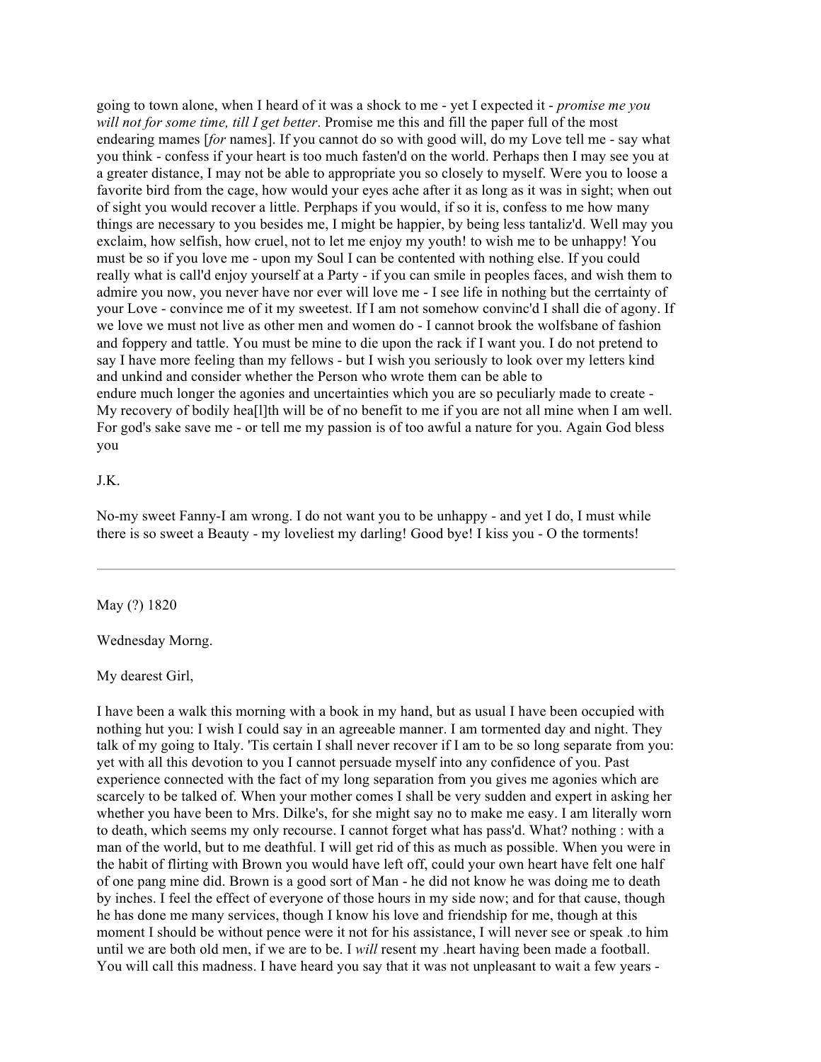going to town alone, when I heard of it was a shock to me - yet I expected it - *promise me you will not for some time, till I get better*. Promise me this and fill the paper full of the most endearing mames [*for* names]. If you cannot do so with good will, do my Love tell me - say what you think - confess if your heart is too much fasten'd on the world. Perhaps then I may see you at a greater distance, I may not be able to appropriate you so closely to myself. Were you to loose a favorite bird from the cage, how would your eyes ache after it as long as it was in sight; when out of sight you would recover a little. Perphaps if you would, if so it is, confess to me how many things are necessary to you besides me, I might be happier, by being less tantaliz'd. Well may you exclaim, how selfish, how cruel, not to let me enjoy my youth! to wish me to be unhappy! You must be so if you love me - upon my Soul I can be contented with nothing else. If you could really what is call'd enjoy yourself at a Party - if you can smile in peoples faces, and wish them to admire you now, you never have nor ever will love me - I see life in nothing but the cerrtainty of your Love - convince me of it my sweetest. If I am not somehow convinc'd I shall die of agony. If we love we must not live as other men and women do - I cannot brook the wolfsbane of fashion and foppery and tattle. You must be mine to die upon the rack if I want you. I do not pretend to say I have more feeling than my fellows - but I wish you seriously to look over my letters kind and unkind and consider whether the Person who wrote them can be able to endure much longer the agonies and uncertainties which you are so peculiarly made to create - My recovery of bodily hea[l]th will be of no benefit to me if you are not all mine when I am well. For god's sake save me - or tell me my passion is of too awful a nature for you. Again God bless you

J.K.

No-my sweet Fanny-I am wrong. I do not want you to be unhappy - and yet I do, I must while there is so sweet a Beauty - my loveliest my darling! Good bye! I kiss you - O the torments!

---

May (?) 1820

Wednesday Morng.

My dearest Girl,

I have been a walk this morning with a book in my hand, but as usual I have been occupied with nothing hut you: I wish I could say in an agreeable manner. I am tormented day and night. They talk of my going to Italy. 'Tis certain I shall never recover if I am to be so long separate from you: yet with all this devotion to you I cannot persuade myself into any confidence of you. Past experience connected with the fact of my long separation from you gives me agonies which are scarcely to be talked of. When your mother comes I shall be very sudden and expert in asking her whether you have been to Mrs. Dilke's, for she might say no to make me easy. I am literally worn to death, which seems my only recourse. I cannot forget what has pass'd. What? nothing : with a man of the world, but to me deathful. I will get rid of this as much as possible. When you were in the habit of flirting with Brown you would have left off, could your own heart have felt one half of one pang mine did. Brown is a good sort of Man - he did not know he was doing me to death by inches. I feel the effect of everyone of those hours in my side now; and for that cause, though he has done me many services, though I know his love and friendship for me, though at this moment I should be without pence were it not for his assistance, I will never see or speak .to him until we are both old men, if we are to be. I *will* resent my .heart having been made a football. You will call this madness. I have heard you say that it was not unpleasant to wait a few years -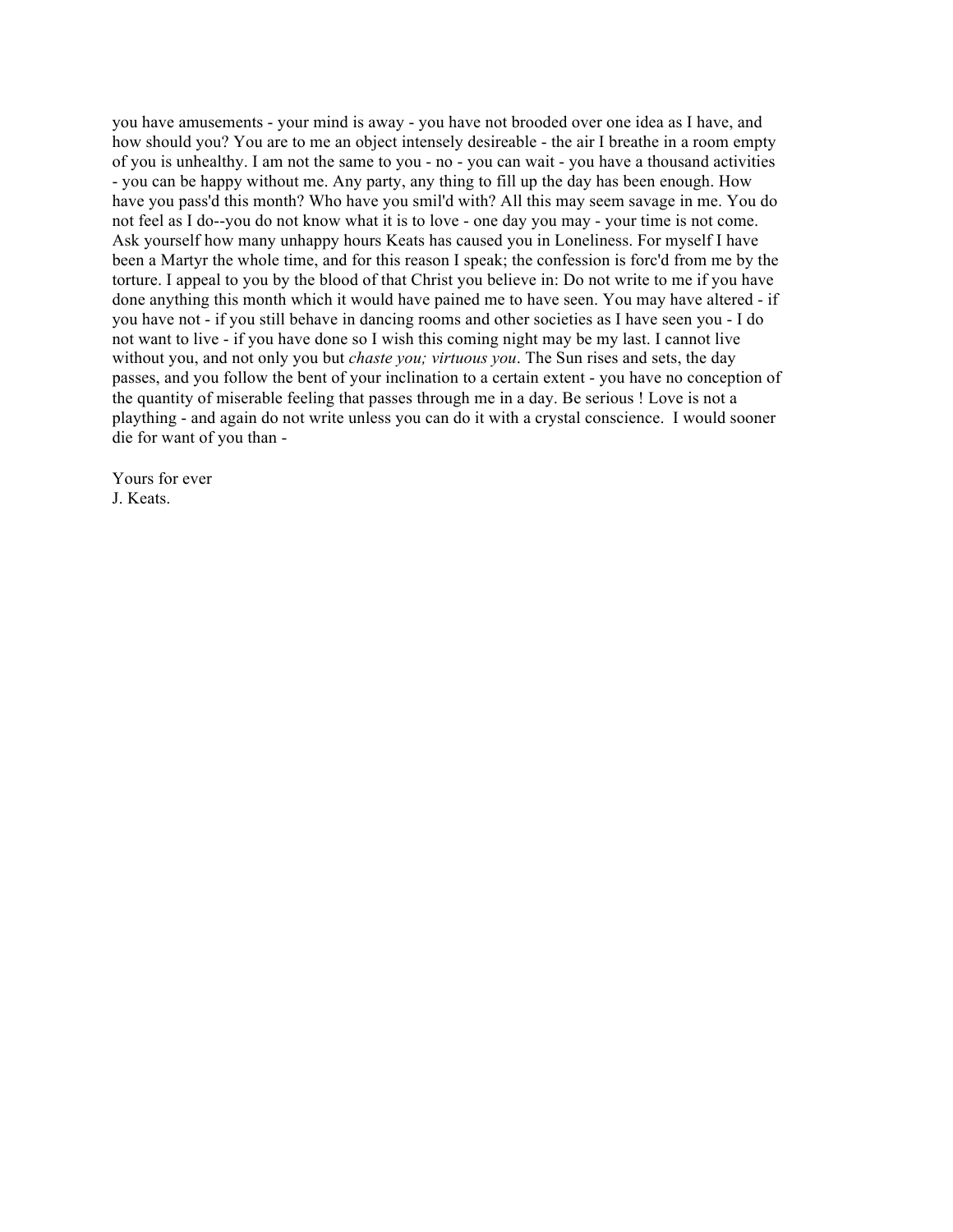you have amusements - your mind is away - you have not brooded over one idea as I have, and how should you? You are to me an object intensely desireable - the air I breathe in a room empty of you is unhealthy. I am not the same to you - no - you can wait - you have a thousand activities - you can be happy without me. Any party, any thing to fill up the day has been enough. How have you pass'd this month? Who have you smil'd with? All this may seem savage in me. You do not feel as I do--you do not know what it is to love - one day you may - your time is not come. Ask yourself how many unhappy hours Keats has caused you in Loneliness. For myself I have been a Martyr the whole time, and for this reason I speak; the confession is forc'd from me by the torture. I appeal to you by the blood of that Christ you believe in: Do not write to me if you have done anything this month which it would have pained me to have seen. You may have altered - if you have not - if you still behave in dancing rooms and other societies as I have seen you - I do not want to live - if you have done so I wish this coming night may be my last. I cannot live without you, and not only you but *chaste you; virtuous you*. The Sun rises and sets, the day passes, and you follow the bent of your inclination to a certain extent - you have no conception of the quantity of miserable feeling that passes through me in a day. Be serious ! Love is not a plaything - and again do not write unless you can do it with a crystal conscience. I would sooner die for want of you than -

Yours for ever  
J. Keats.